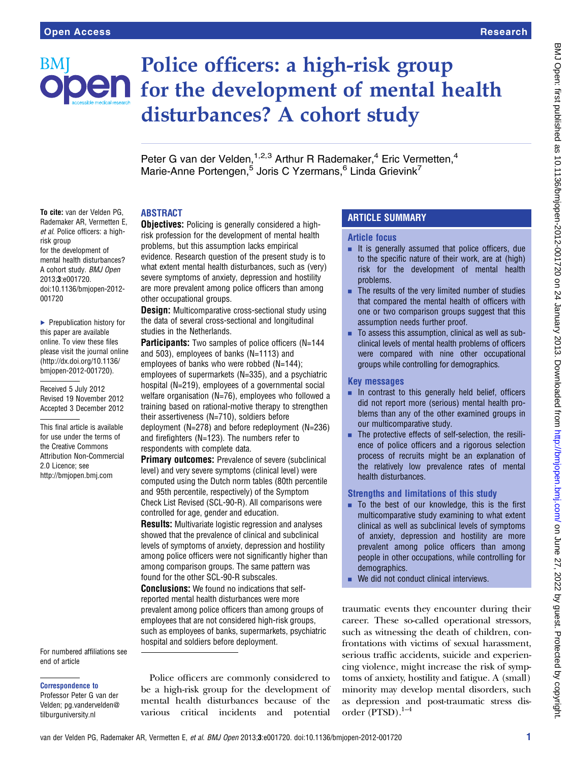# Police officers: a high-risk group for the development of mental health disturbances? A cohort study

Peter G van der Velden,[1,2,3] Arthur R Rademaker,[4] Eric Vermetten,[4] Marie-Anne Portengen,[5] Joris C Yzermans,[6] Linda Grievink[7]

**To cite:** van der Velden PG, Rademaker AR, Vermetten E, *et al*. Police officers: a high-risk group for the development of mental health disturbances? A cohort study. *BMJ Open* 2013;**3**:e001720. doi:10.1136/bmjopen-2012-001720

▶ Prepublication history for this paper are available online. To view these files please visit the journal online (http://dx.doi.org/10.1136/bmjopen-2012-001720).

Received 5 July 2012
Revised 19 November 2012
Accepted 3 December 2012

This final article is available for use under the terms of the Creative Commons Attribution Non-Commercial 2.0 Licence; see http://bmjopen.bmj.com

For numbered affiliations see end of article

**Correspondence to**
Professor Peter G van der Velden; pg.vandervelden@tilburguniversity.nl

## ABSTRACT

**Objectives:** Policing is generally considered a high-risk profession for the development of mental health problems, but this assumption lacks empirical evidence. Research question of the present study is to what extent mental health disturbances, such as (very) severe symptoms of anxiety, depression and hostility are more prevalent among police officers than among other occupational groups.

**Design:** Multicomparative cross-sectional study using the data of several cross-sectional and longitudinal studies in the Netherlands.

**Participants:** Two samples of police officers (N=144 and 503), employees of banks (N=1113) and employees of banks who were robbed (N=144); employees of supermarkets (N=335), and a psychiatric hospital (N=219), employees of a governmental social welfare organisation (N=76), employees who followed a training based on rational-motive therapy to strengthen their assertiveness (N=710), soldiers before deployment (N=278) and before redeployment (N=236) and firefighters (N=123). The numbers refer to respondents with complete data.

**Primary outcomes:** Prevalence of severe (subclinical level) and very severe symptoms (clinical level) were computed using the Dutch norm tables (80th percentile and 95th percentile, respectively) of the Symptom Check List Revised (SCL-90-R). All comparisons were controlled for age, gender and education.

**Results:** Multivariate logistic regression and analyses showed that the prevalence of clinical and subclinical levels of symptoms of anxiety, depression and hostility among police officers were not significantly higher than among comparison groups. The same pattern was found for the other SCL-90-R subscales.

**Conclusions:** We found no indications that self-reported mental health disturbances were more prevalent among police officers than among groups of employees that are not considered high-risk groups, such as employees of banks, supermarkets, psychiatric hospital and soldiers before deployment.

## ARTICLE SUMMARY

### Article focus

- It is generally assumed that police officers, due to the specific nature of their work, are at (high) risk for the development of mental health problems.
- The results of the very limited number of studies that compared the mental health of officers with one or two comparison groups suggest that this assumption needs further proof.
- To assess this assumption, clinical as well as subclinical levels of mental health problems of officers were compared with nine other occupational groups while controlling for demographics.

### Key messages

- In contrast to this generally held belief, officers did not report more (serious) mental health problems than any of the other examined groups in our multicomparative study.
- The protective effects of self-selection, the resilience of police officers and a rigorous selection process of recruits might be an explanation of the relatively low prevalence rates of mental health disturbances.

### Strengths and limitations of this study

- To the best of our knowledge, this is the first multicomparative study examining to what extent clinical as well as subclinical levels of symptoms of anxiety, depression and hostility are more prevalent among police officers than among people in other occupations, while controlling for demographics.
- We did not conduct clinical interviews.

Police officers are commonly considered to be a high-risk group for the development of mental health disturbances because of the various critical incidents and potential traumatic events they encounter during their career. These so-called operational stressors, such as witnessing the death of children, confrontations with victims of sexual harassment, serious traffic accidents, suicide and experiencing violence, might increase the risk of symptoms of anxiety, hostility and fatigue. A (small) minority may develop mental disorders, such as depression and post-traumatic stress disorder (PTSD).[1–4]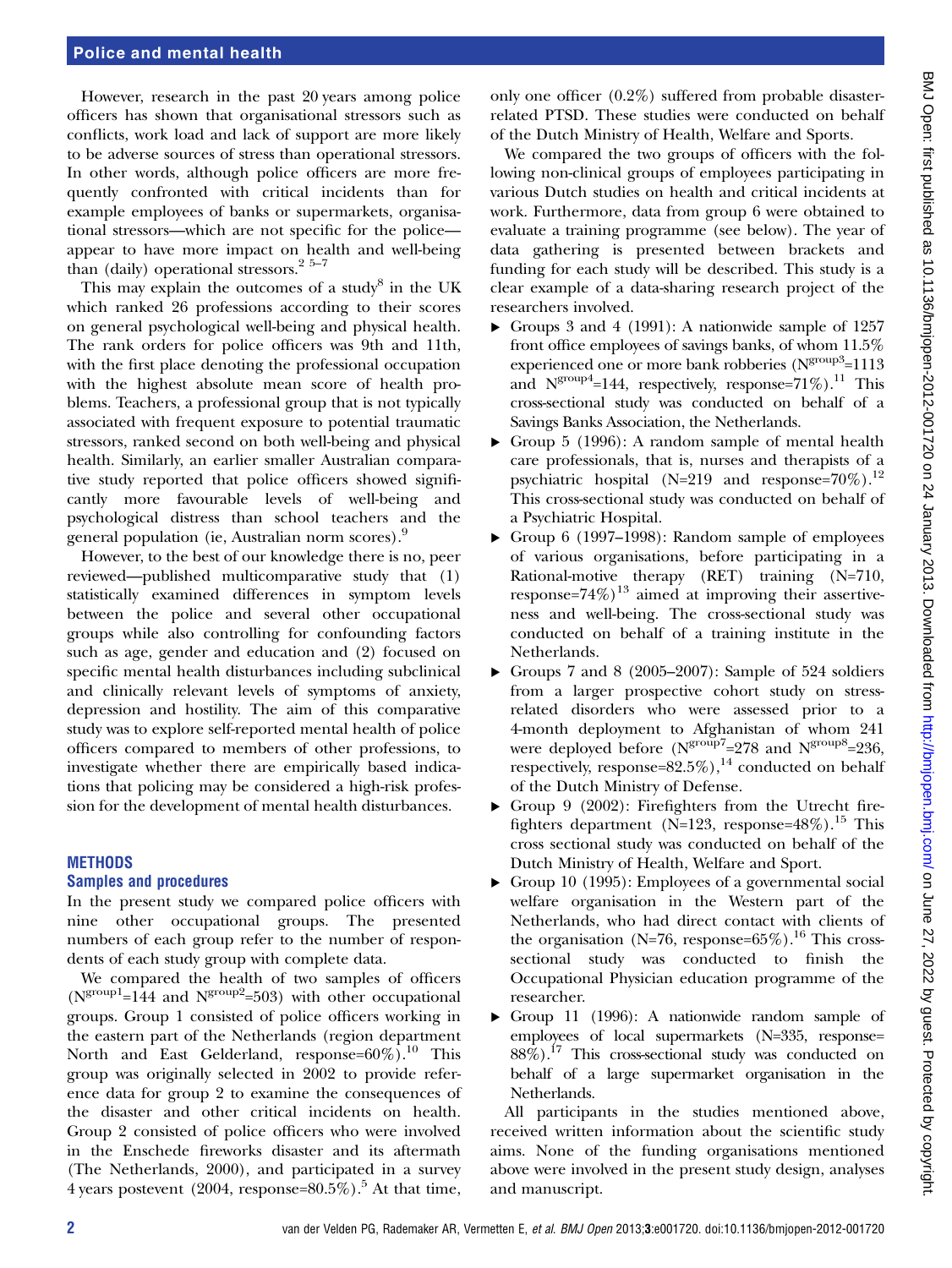However, research in the past 20 years among police officers has shown that organisational stressors such as conflicts, work load and lack of support are more likely to be adverse sources of stress than operational stressors. In other words, although police officers are more frequently confronted with critical incidents than for example employees of banks or supermarkets, organisational stressors—which are not specific for the police—appear to have more impact on health and well-being than (daily) operational stressors.[2 5–7]

This may explain the outcomes of a study[8] in the UK which ranked 26 professions according to their scores on general psychological well-being and physical health. The rank orders for police officers was 9th and 11th, with the first place denoting the professional occupation with the highest absolute mean score of health problems. Teachers, a professional group that is not typically associated with frequent exposure to potential traumatic stressors, ranked second on both well-being and physical health. Similarly, an earlier smaller Australian comparative study reported that police officers showed significantly more favourable levels of well-being and psychological distress than school teachers and the general population (ie, Australian norm scores).[9]

However, to the best of our knowledge there is no, peer reviewed—published multicomparative study that (1) statistically examined differences in symptom levels between the police and several other occupational groups while also controlling for confounding factors such as age, gender and education and (2) focused on specific mental health disturbances including subclinical and clinically relevant levels of symptoms of anxiety, depression and hostility. The aim of this comparative study was to explore self-reported mental health of police officers compared to members of other professions, to investigate whether there are empirically based indications that policing may be considered a high-risk profession for the development of mental health disturbances.

## METHODS

### Samples and procedures

In the present study we compared police officers with nine other occupational groups. The presented numbers of each group refer to the number of respondents of each study group with complete data.

We compared the health of two samples of officers ($N^{group1}$=144 and $N^{group2}$=503) with other occupational groups. Group 1 consisted of police officers working in the eastern part of the Netherlands (region department North and East Gelderland, response=60%).[10] This group was originally selected in 2002 to provide reference data for group 2 to examine the consequences of the disaster and other critical incidents on health. Group 2 consisted of police officers who were involved in the Enschede fireworks disaster and its aftermath (The Netherlands, 2000), and participated in a survey 4 years postevent (2004, response=80.5%).[5] At that time, only one officer (0.2%) suffered from probable disaster-related PTSD. These studies were conducted on behalf of the Dutch Ministry of Health, Welfare and Sports.

We compared the two groups of officers with the following non-clinical groups of employees participating in various Dutch studies on health and critical incidents at work. Furthermore, data from group 6 were obtained to evaluate a training programme (see below). The year of data gathering is presented between brackets and funding for each study will be described. This study is a clear example of a data-sharing research project of the researchers involved.

- Groups 3 and 4 (1991): A nationwide sample of 1257 front office employees of savings banks, of whom 11.5% experienced one or more bank robberies ($N^{group3}$=1113 and $N^{group4}$=144, respectively, response=71%).[11] This cross-sectional study was conducted on behalf of a Savings Banks Association, the Netherlands.
- Group 5 (1996): A random sample of mental health care professionals, that is, nurses and therapists of a psychiatric hospital (N=219 and response=70%).[12] This cross-sectional study was conducted on behalf of a Psychiatric Hospital.
- Group 6 (1997–1998): Random sample of employees of various organisations, before participating in a Rational-motive therapy (RET) training (N=710, response=74%)[13] aimed at improving their assertiveness and well-being. The cross-sectional study was conducted on behalf of a training institute in the Netherlands.
- Groups 7 and 8 (2005–2007): Sample of 524 soldiers from a larger prospective cohort study on stress-related disorders who were assessed prior to a 4-month deployment to Afghanistan of whom 241 were deployed before ($N^{group7}$=278 and $N^{group8}$=236, respectively, response=82.5%),[14] conducted on behalf of the Dutch Ministry of Defense.
- Group 9 (2002): Firefighters from the Utrecht firefighters department (N=123, response=48%).[15] This cross sectional study was conducted on behalf of the Dutch Ministry of Health, Welfare and Sport.
- Group 10 (1995): Employees of a governmental social welfare organisation in the Western part of the Netherlands, who had direct contact with clients of the organisation (N=76, response=65%).[16] This cross-sectional study was conducted to finish the Occupational Physician education programme of the researcher.
- Group 11 (1996): A nationwide random sample of employees of local supermarkets (N=335, response=88%).[17] This cross-sectional study was conducted on behalf of a large supermarket organisation in the Netherlands.

All participants in the studies mentioned above, received written information about the scientific study aims. None of the funding organisations mentioned above were involved in the present study design, analyses and manuscript.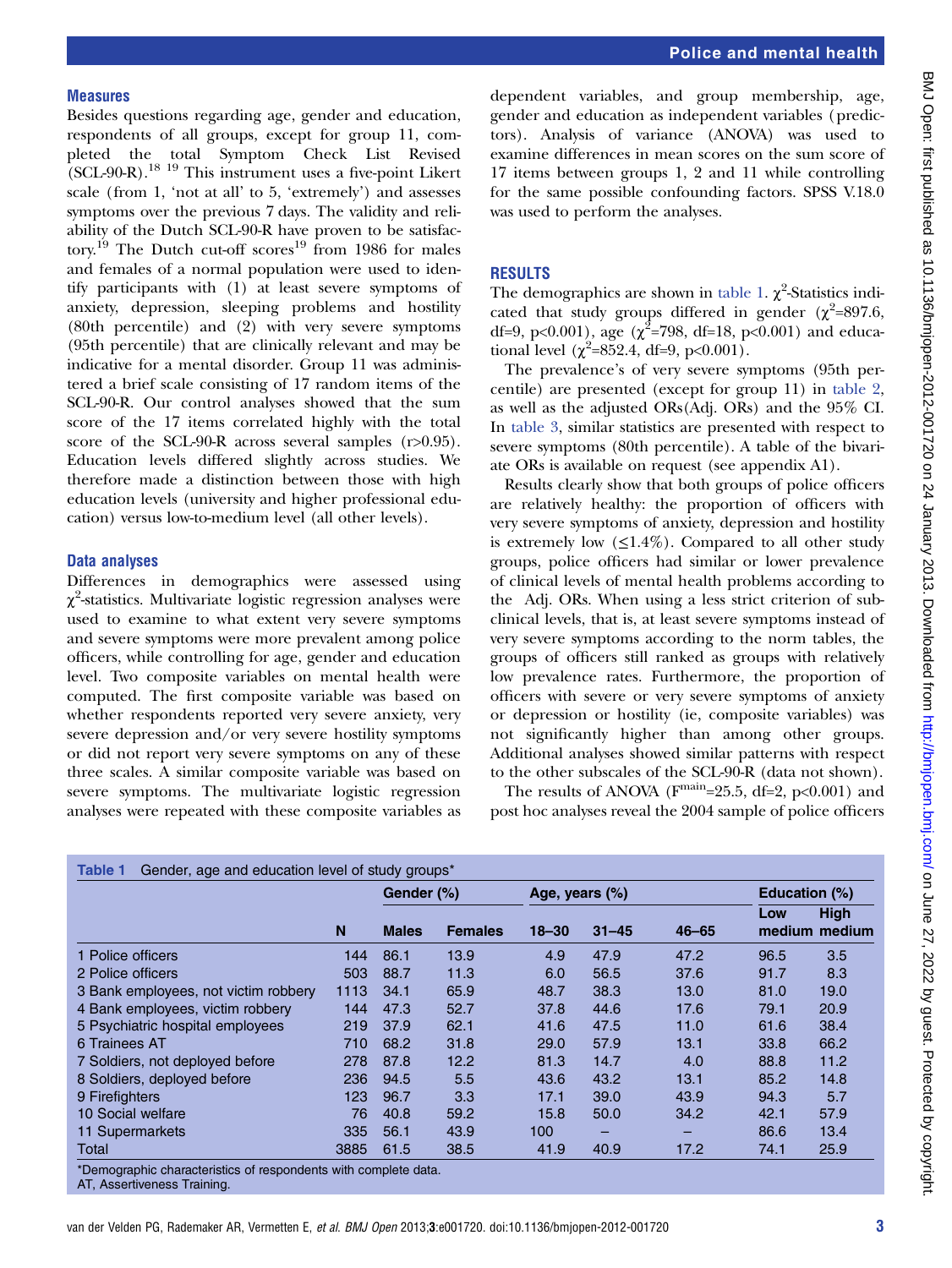## Measures

Besides questions regarding age, gender and education, respondents of all groups, except for group 11, completed the total Symptom Check List Revised (SCL-90-R).[18 19] This instrument uses a five-point Likert scale (from 1, 'not at all' to 5, 'extremely') and assesses symptoms over the previous 7 days. The validity and reliability of the Dutch SCL-90-R have proven to be satisfactory.[19] The Dutch cut-off scores[19] from 1986 for males and females of a normal population were used to identify participants with (1) at least severe symptoms of anxiety, depression, sleeping problems and hostility (80th percentile) and (2) with very severe symptoms (95th percentile) that are clinically relevant and may be indicative for a mental disorder. Group 11 was administered a brief scale consisting of 17 random items of the SCL-90-R. Our control analyses showed that the sum score of the 17 items correlated highly with the total score of the SCL-90-R across several samples (r>0.95). Education levels differed slightly across studies. We therefore made a distinction between those with high education levels (university and higher professional education) versus low-to-medium level (all other levels).

## Data analyses

Differences in demographics were assessed using $\chi^2$-statistics. Multivariate logistic regression analyses were used to examine to what extent very severe symptoms and severe symptoms were more prevalent among police officers, while controlling for age, gender and education level. Two composite variables on mental health were computed. The first composite variable was based on whether respondents reported very severe anxiety, very severe depression and/or very severe hostility symptoms or did not report very severe symptoms on any of these three scales. A similar composite variable was based on severe symptoms. The multivariate logistic regression analyses were repeated with these composite variables as dependent variables, and group membership, age, gender and education as independent variables (predictors). Analysis of variance (ANOVA) was used to examine differences in mean scores on the sum score of 17 items between groups 1, 2 and 11 while controlling for the same possible confounding factors. SPSS V.18.0 was used to perform the analyses.

## RESULTS

The demographics are shown in table 1. $\chi^2$-Statistics indicated that study groups differed in gender ($\chi^2$=897.6, df=9, p<0.001), age ($\chi^2$=798, df=18, p<0.001) and educational level ($\chi^2$=852.4, df=9, p<0.001).

The prevalence's of very severe symptoms (95th percentile) are presented (except for group 11) in table 2, as well as the adjusted ORs(Adj. ORs) and the 95% CI. In table 3, similar statistics are presented with respect to severe symptoms (80th percentile). A table of the bivariate ORs is available on request (see appendix A1).

Results clearly show that both groups of police officers are relatively healthy: the proportion of officers with very severe symptoms of anxiety, depression and hostility is extremely low (≤1.4%). Compared to all other study groups, police officers had similar or lower prevalence of clinical levels of mental health problems according to the Adj. ORs. When using a less strict criterion of subclinical levels, that is, at least severe symptoms instead of very severe symptoms according to the norm tables, the groups of officers still ranked as groups with relatively low prevalence rates. Furthermore, the proportion of officers with severe or very severe symptoms of anxiety or depression or hostility (ie, composite variables) was not significantly higher than among other groups. Additional analyses showed similar patterns with respect to the other subscales of the SCL-90-R (data not shown).

The results of ANOVA ($F^{main}$=25.5, df=2, p<0.001) and post hoc analyses reveal the 2004 sample of police officers

**Table 1** Gender, age and education level of study groups*

| | N | Gender (%) | | Age, years (%) | | | Education (%) | |
|---|---|---|---|---|---|---|---|---|
| | | Males | Females | 18–30 | 31–45 | 46–65 | Low medium | High medium |
| 1 Police officers | 144 | 86.1 | 13.9 | 4.9 | 47.9 | 47.2 | 96.5 | 3.5 |
| 2 Police officers | 503 | 88.7 | 11.3 | 6.0 | 56.5 | 37.6 | 91.7 | 8.3 |
| 3 Bank employees, not victim robbery | 1113 | 34.1 | 65.9 | 48.7 | 38.3 | 13.0 | 81.0 | 19.0 |
| 4 Bank employees, victim robbery | 144 | 47.3 | 52.7 | 37.8 | 44.6 | 17.6 | 79.1 | 20.9 |
| 5 Psychiatric hospital employees | 219 | 37.9 | 62.1 | 41.6 | 47.5 | 11.0 | 61.6 | 38.4 |
| 6 Trainees AT | 710 | 68.2 | 31.8 | 29.0 | 57.9 | 13.1 | 33.8 | 66.2 |
| 7 Soldiers, not deployed before | 278 | 87.8 | 12.2 | 81.3 | 14.7 | 4.0 | 88.8 | 11.2 |
| 8 Soldiers, deployed before | 236 | 94.5 | 5.5 | 43.6 | 43.2 | 13.1 | 85.2 | 14.8 |
| 9 Firefighters | 123 | 96.7 | 3.3 | 17.1 | 39.0 | 43.9 | 94.3 | 5.7 |
| 10 Social welfare | 76 | 40.8 | 59.2 | 15.8 | 50.0 | 34.2 | 42.1 | 57.9 |
| 11 Supermarkets | 335 | 56.1 | 43.9 | 100 | – | – | 86.6 | 13.4 |
| Total | 3885 | 61.5 | 38.5 | 41.9 | 40.9 | 17.2 | 74.1 | 25.9 |

*Demographic characteristics of respondents with complete data.
AT, Assertiveness Training.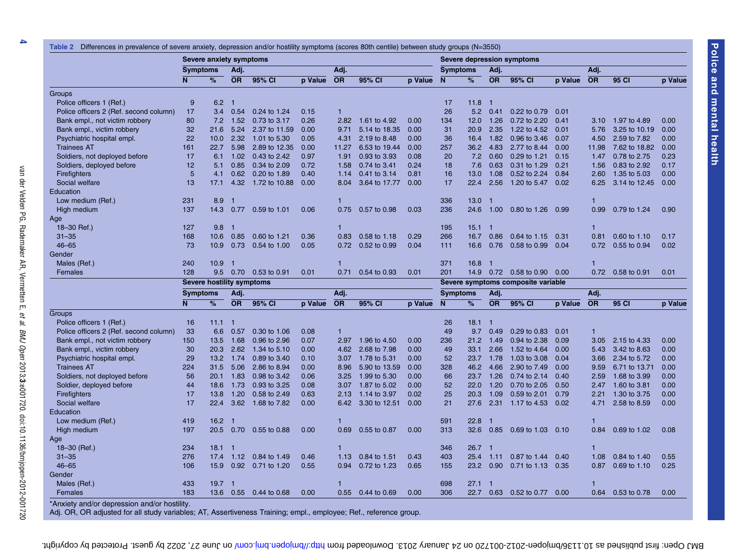**Table 2** Differences in prevalence of severe anxiety, depression and/or hostility symptoms (scores 80th centile) between study groups (N=3550)

| | Severe anxiety symptoms | | | | | | | | Severe depression symptoms | | | | | | | |
|---|---|---|---|---|---|---|---|---|---|---|---|---|---|---|---|---|
| | Symptoms | | Adj. | | | Adj. | | | Symptoms | | Adj. | | | Adj. | | |
| | N | % | OR | 95% CI | p Value | OR | 95% CI | p Value | N | % | OR | 95% CI | p Value | OR | 95 CI | p Value |
| Groups | | | | | | | | | | | | | | | | |
| Police officers 1 (Ref.) | 9 | 6.2 | 1 | | | | | | 17 | 11.8 | 1 | | | | | |
| Police officers 2 (Ref. second column) | 17 | 3.4 | 0.54 | 0.24 to 1.24 | 0.15 | 1 | | | 26 | 5.2 | 0.41 | 0.22 to 0.79 | 0.01 | | | |
| Bank empl., not victim robbery | 80 | 7.2 | 1.52 | 0.73 to 3.17 | 0.26 | 2.82 | 1.61 to 4.92 | 0.00 | 134 | 12.0 | 1.26 | 0.72 to 2.20 | 0.41 | 3.10 | 1.97 to 4.89 | 0.00 |
| Bank empl., victim robbery | 32 | 21.6 | 5.24 | 2.37 to 11.59 | 0.00 | 9.71 | 5.14 to 18.35 | 0.00 | 31 | 20.9 | 2.35 | 1.22 to 4.52 | 0.01 | 5.76 | 3.25 to 10.19 | 0.00 |
| Psychiatric hospital empl. | 22 | 10.0 | 2.32 | 1.01 to 5.30 | 0.05 | 4.31 | 2.19 to 8.48 | 0.00 | 36 | 16.4 | 1.82 | 0.96 to 3.46 | 0.07 | 4.50 | 2.59 to 7.82 | 0.00 |
| Trainees AT | 161 | 22.7 | 5.98 | 2.89 to 12.35 | 0.00 | 11.27 | 6.53 to 19.44 | 0.00 | 257 | 36.2 | 4.83 | 2.77 to 8.44 | 0.00 | 11.98 | 7.62 to 18.82 | 0.00 |
| Soldiers, not deployed before | 17 | 6.1 | 1.02 | 0.43 to 2.42 | 0.97 | 1.91 | 0.93 to 3.93 | 0.08 | 20 | 7.2 | 0.60 | 0.29 to 1.21 | 0.15 | 1.47 | 0.78 to 2.75 | 0.23 |
| Soldiers, deployed before | 12 | 5.1 | 0.85 | 0.34 to 2.09 | 0.72 | 1.58 | 0.74 to 3.41 | 0.24 | 18 | 7.6 | 0.63 | 0.31 to 1.29 | 0.21 | 1.56 | 0.83 to 2.92 | 0.17 |
| Firefighters | 5 | 4.1 | 0.62 | 0.20 to 1.89 | 0.40 | 1.14 | 0.41 to 3.14 | 0.81 | 16 | 13.0 | 1.08 | 0.52 to 2.24 | 0.84 | 2.60 | 1.35 to 5.03 | 0.00 |
| Social welfare | 13 | 17.1 | 4.32 | 1.72 to 10.88 | 0.00 | 8.04 | 3.64 to 17.77 | 0.00 | 17 | 22.4 | 2.56 | 1.20 to 5.47 | 0.02 | 6.25 | 3.14 to 12.45 | 0.00 |
| Education | | | | | | | | | | | | | | | | |
| Low medium (Ref.) | 231 | 8.9 | 1 | | | 1 | | | 336 | 13.0 | 1 | | | 1 | | |
| High medium | 137 | 14.3 | 0.77 | 0.59 to 1.01 | 0.06 | 0.75 | 0.57 to 0.98 | 0.03 | 236 | 24.6 | 1.00 | 0.80 to 1.26 | 0.99 | 0.99 | 0.79 to 1.24 | 0.90 |
| Age | | | | | | | | | | | | | | | | |
| 18–30 Ref.) | 127 | 9.8 | 1 | | | 1 | | | 195 | 15.1 | 1 | | | 1 | | |
| 31–35 | 168 | 10.6 | 0.85 | 0.60 to 1.21 | 0.36 | 0.83 | 0.58 to 1.18 | 0.29 | 266 | 16.7 | 0.86 | 0.64 to 1.15 | 0.31 | 0.81 | 0.60 to 1.10 | 0.17 |
| 46–65 | 73 | 10.9 | 0.73 | 0.54 to 1.00 | 0.05 | 0.72 | 0.52 to 0.99 | 0.04 | 111 | 16.6 | 0.76 | 0.58 to 0.99 | 0.04 | 0.72 | 0.55 to 0.94 | 0.02 |
| Gender | | | | | | | | | | | | | | | | |
| Males (Ref.) | 240 | 10.9 | 1 | | | 1 | | | 371 | 16.8 | 1 | | | 1 | | |
| Females | 128 | 9.5 | 0.70 | 0.53 to 0.91 | 0.01 | 0.71 | 0.54 to 0.93 | 0.01 | 201 | 14.9 | 0.72 | 0.58 to 0.90 | 0.00 | 0.72 | 0.58 to 0.91 | 0.01 |

| | Severe hostility symptoms | | | | | | | | Severe symptoms composite variable | | | | | | | |
|---|---|---|---|---|---|---|---|---|---|---|---|---|---|---|---|---|
| | Symptoms | | Adj. | | | Adj. | | | Symptoms | | Adj. | | | Adj. | | |
| | N | % | OR | 95% CI | p Value | OR | 95% CI | p Value | N | % | OR | 95% CI | p Value | OR | 95 CI | p Value |
| Groups | | | | | | | | | | | | | | | | |
| Police officers 1 (Ref.) | 16 | 11.1 | 1 | | | | | | 26 | 18.1 | 1 | | | | | |
| Police officers 2 (Ref. second column) | 33 | 6.6 | 0.57 | 0.30 to 1.06 | 0.08 | 1 | | | 49 | 9.7 | 0.49 | 0.29 to 0.83 | 0.01 | 1 | | |
| Bank empl., not victim robbery | 150 | 13.5 | 1.68 | 0.96 to 2.96 | 0.07 | 2.97 | 1.96 to 4.50 | 0.00 | 236 | 21.2 | 1.49 | 0.94 to 2.38 | 0.09 | 3.05 | 2.15 to 4.33 | 0.00 |
| Bank empl., victim robbery | 30 | 20.3 | 2.62 | 1.34 to 5.10 | 0.00 | 4.62 | 2.68 to 7.98 | 0.00 | 49 | 33.1 | 2.66 | 1.52 to 4.64 | 0.00 | 5.43 | 3.42 to 8.63 | 0.00 |
| Psychiatric hospital empl. | 29 | 13.2 | 1.74 | 0.89 to 3.40 | 0.10 | 3.07 | 1.78 to 5.31 | 0.00 | 52 | 23.7 | 1.78 | 1.03 to 3.08 | 0.04 | 3.66 | 2.34 to 5.72 | 0.00 |
| Trainees AT | 224 | 31.5 | 5.06 | 2.86 to 8.94 | 0.00 | 8.96 | 5.90 to 13.59 | 0.00 | 328 | 46.2 | 4.66 | 2.90 to 7.49 | 0.00 | 9.59 | 6.71 to 13.71 | 0.00 |
| Soldiers, not deployed before | 56 | 20.1 | 1.83 | 0.98 to 3.42 | 0.06 | 3.25 | 1.99 to 5.30 | 0.00 | 66 | 23.7 | 1.26 | 0.74 to 2.14 | 0.40 | 2.59 | 1.68 to 3.99 | 0.00 |
| Soldier, deployed before | 44 | 18.6 | 1.73 | 0.93 to 3.25 | 0.08 | 3.07 | 1.87 to 5.02 | 0.00 | 52 | 22.0 | 1.20 | 0.70 to 2.05 | 0.50 | 2.47 | 1.60 to 3.81 | 0.00 |
| Firefighters | 17 | 13.8 | 1.20 | 0.58 to 2.49 | 0.63 | 2.13 | 1.14 to 3.97 | 0.02 | 25 | 20.3 | 1.09 | 0.59 to 2.01 | 0.79 | 2.21 | 1.30 to 3.75 | 0.00 |
| Social welfare | 17 | 22.4 | 3.62 | 1.68 to 7.82 | 0.00 | 6.42 | 3.30 to 12.51 | 0.00 | 21 | 27.6 | 2.31 | 1.17 to 4.53 | 0.02 | 4.71 | 2.58 to 8.59 | 0.00 |
| Education | | | | | | | | | | | | | | | | |
| Low medium (Ref.) | 419 | 16.2 | 1 | | | 1 | | | 591 | 22.8 | 1 | | | 1 | | |
| High medium | 197 | 20.5 | 0.70 | 0.55 to 0.88 | 0.00 | 0.69 | 0.55 to 0.87 | 0.00 | 313 | 32.6 | 0.85 | 0.69 to 1.03 | 0.10 | 0.84 | 0.69 to 1.02 | 0.08 |
| Age | | | | | | | | | | | | | | | | |
| 18–30 (Ref.) | 234 | 18.1 | 1 | | | 1 | | | 346 | 26.7 | 1 | | | 1 | | |
| 31–35 | 276 | 17.4 | 1.12 | 0.84 to 1.49 | 0.46 | 1.13 | 0.84 to 1.51 | 0.43 | 403 | 25.4 | 1.11 | 0.87 to 1.44 | 0.40 | 1.08 | 0.84 to 1.40 | 0.55 |
| 46–65 | 106 | 15.9 | 0.92 | 0.71 to 1.20 | 0.55 | 0.94 | 0.72 to 1.23 | 0.65 | 155 | 23.2 | 0.90 | 0.71 to 1.13 | 0.35 | 0.87 | 0.69 to 1.10 | 0.25 |
| Gender | | | | | | | | | | | | | | | | |
| Males (Ref.) | 433 | 19.7 | 1 | | | 1 | | | 698 | 27.1 | 1 | | | 1 | | |
| Females | 183 | 13.6 | 0.55 | 0.44 to 0.68 | 0.00 | 0.55 | 0.44 to 0.69 | 0.00 | 306 | 22.7 | 0.63 | 0.52 to 0.77 | 0.00 | 0.64 | 0.53 to 0.78 | 0.00 |

*Anxiety and/or depression and/or hostility.
Adj. OR, OR adjusted for all study variables; AT, Assertiveness Training; empl., employee; Ref., reference group.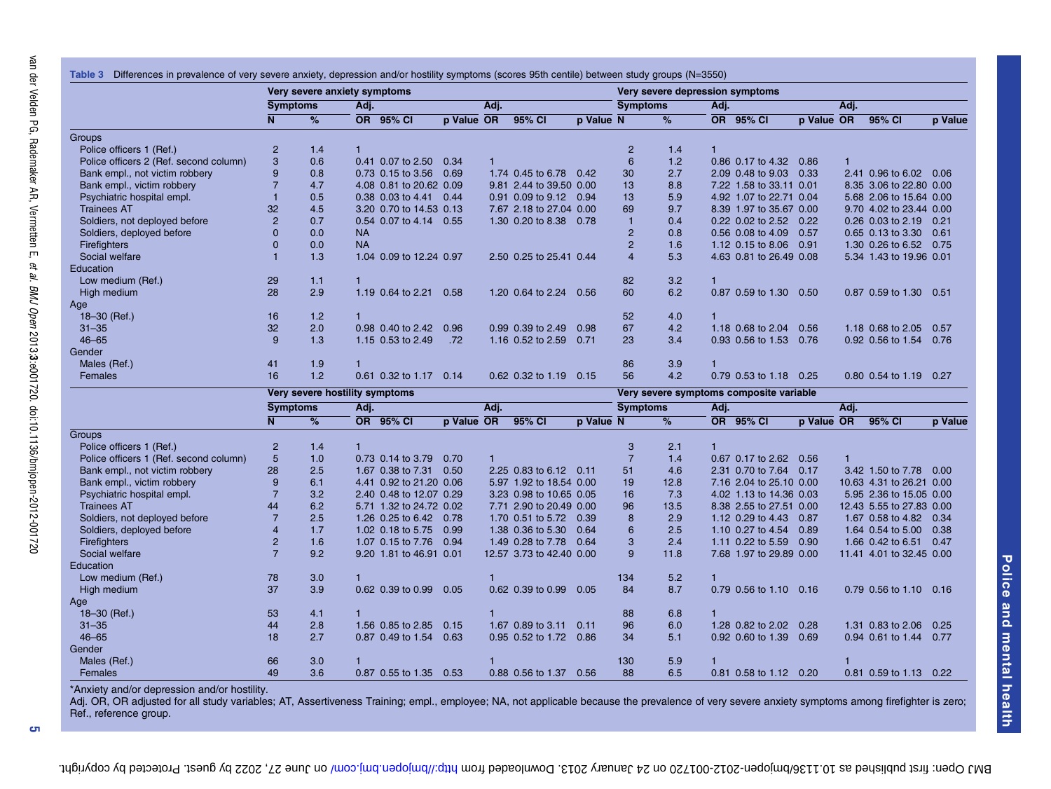**Table 3** Differences in prevalence of very severe anxiety, depression and/or hostility symptoms (scores 95th centile) between study groups (N=3550)

| | Very severe anxiety symptoms | | | | | | | | Very severe depression symptoms | | | | | | | |
|---|---|---|---|---|---|---|---|---|---|---|---|---|---|---|---|---|
| | Symptoms | | Adj. | | | Adj. | | | Symptoms | | Adj. | | | Adj. | | |
| | N | % | OR | 95% CI | p Value | OR | 95% CI | p Value | N | % | OR | 95% CI | p Value | OR | 95% CI | p Value |
| Groups | | | | | | | | | | | | | | | | |
| Police officers 1 (Ref.) | 2 | 1.4 | 1 | | | | | | 2 | 1.4 | 1 | | | | | |
| Police officers 2 (Ref. second column) | 3 | 0.6 | 0.41 | 0.07 to 2.50 | 0.34 | 1 | | | 6 | 1.2 | 0.86 | 0.17 to 4.32 | 0.86 | 1 | | |
| Bank empl., not victim robbery | 9 | 0.8 | 0.73 | 0.15 to 3.56 | 0.69 | 1.74 | 0.45 to 6.78 | 0.42 | 30 | 2.7 | 2.09 | 0.48 to 9.03 | 0.33 | 2.41 | 0.96 to 6.02 | 0.06 |
| Bank empl., victim robbery | 7 | 4.7 | 4.08 | 0.81 to 20.62 | 0.09 | 9.81 | 2.44 to 39.50 | 0.00 | 13 | 8.8 | 7.22 | 1.58 to 33.11 | 0.01 | 8.35 | 3.06 to 22.80 | 0.00 |
| Psychiatric hospital empl. | 1 | 0.5 | 0.38 | 0.03 to 4.41 | 0.44 | 0.91 | 0.09 to 9.12 | 0.94 | 13 | 5.9 | 4.92 | 1.07 to 22.71 | 0.04 | 5.68 | 2.06 to 15.64 | 0.00 |
| Trainees AT | 32 | 4.5 | 3.20 | 0.70 to 14.53 | 0.13 | 7.67 | 2.18 to 27.04 | 0.00 | 69 | 9.7 | 8.39 | 1.97 to 35.67 | 0.00 | 9.70 | 4.02 to 23.44 | 0.00 |
| Soldiers, not deployed before | 2 | 0.7 | 0.54 | 0.07 to 4.14 | 0.55 | 1.30 | 0.20 to 8.38 | 0.78 | 1 | 0.4 | 0.22 | 0.02 to 2.52 | 0.22 | 0.26 | 0.03 to 2.19 | 0.21 |
| Soldiers, deployed before | 0 | 0.0 | NA | | | | | | 2 | 0.8 | 0.56 | 0.08 to 4.09 | 0.57 | 0.65 | 0.13 to 3.30 | 0.61 |
| Firefighters | 0 | 0.0 | NA | | | | | | 2 | 1.6 | 1.12 | 0.15 to 8.06 | 0.91 | 1.30 | 0.26 to 6.52 | 0.75 |
| Social welfare | 1 | 1.3 | 1.04 | 0.09 to 12.24 | 0.97 | 2.50 | 0.25 to 25.41 | 0.44 | 4 | 5.3 | 4.63 | 0.81 to 26.49 | 0.08 | 5.34 | 1.43 to 19.96 | 0.01 |
| Education | | | | | | | | | | | | | | | | |
| Low medium (Ref.) | 29 | 1.1 | 1 | | | | | | 82 | 3.2 | 1 | | | | | |
| High medium | 28 | 2.9 | 1.19 | 0.64 to 2.21 | 0.58 | 1.20 | 0.64 to 2.24 | 0.56 | 60 | 6.2 | 0.87 | 0.59 to 1.30 | 0.50 | 0.87 | 0.59 to 1.30 | 0.51 |
| Age | | | | | | | | | | | | | | | | |
| 18–30 (Ref.) | 16 | 1.2 | 1 | | | | | | 52 | 4.0 | 1 | | | | | |
| 31–35 | 32 | 2.0 | 0.98 | 0.40 to 2.42 | 0.96 | 0.99 | 0.39 to 2.49 | 0.98 | 67 | 4.2 | 1.18 | 0.68 to 2.04 | 0.56 | 1.18 | 0.68 to 2.05 | 0.57 |
| 46–65 | 9 | 1.3 | 1.15 | 0.53 to 2.49 | .72 | 1.16 | 0.52 to 2.59 | 0.71 | 23 | 3.4 | 0.93 | 0.56 to 1.53 | 0.76 | 0.92 | 0.56 to 1.54 | 0.76 |
| Gender | | | | | | | | | | | | | | | | |
| Males (Ref.) | 41 | 1.9 | 1 | | | | | | 86 | 3.9 | 1 | | | | | |
| Females | 16 | 1.2 | 0.61 | 0.32 to 1.17 | 0.14 | 0.62 | 0.32 to 1.19 | 0.15 | 56 | 4.2 | 0.79 | 0.53 to 1.18 | 0.25 | 0.80 | 0.54 to 1.19 | 0.27 |
| | **Very severe hostility symptoms** | | | | | | | | **Very severe symptoms composite variable** | | | | | | | |
| | Symptoms | | Adj. | | | Adj. | | | Symptoms | | Adj. | | | Adj. | | |
| | N | % | OR | 95% CI | p Value | OR | 95% CI | p Value | N | % | OR | 95% CI | p Value | OR | 95% CI | p Value |
| Groups | | | | | | | | | | | | | | | | |
| Police officers 1 (Ref.) | 2 | 1.4 | 1 | | | | | | 3 | 2.1 | 1 | | | | | |
| Police officers 2 (Ref. second column) | 5 | 1.0 | 0.73 | 0.14 to 3.79 | 0.70 | 1 | | | 7 | 1.4 | 0.67 | 0.17 to 2.62 | 0.56 | 1 | | |
| Bank empl., not victim robbery | 28 | 2.5 | 1.67 | 0.38 to 7.31 | 0.50 | 2.25 | 0.83 to 6.12 | 0.11 | 51 | 4.6 | 2.31 | 0.70 to 7.64 | 0.17 | 3.42 | 1.50 to 7.78 | 0.00 |
| Bank empl., victim robbery | 9 | 6.1 | 4.41 | 0.92 to 21.20 | 0.06 | 5.97 | 1.92 to 18.54 | 0.00 | 19 | 12.8 | 7.16 | 2.04 to 25.10 | 0.00 | 10.63 | 4.31 to 26.21 | 0.00 |
| Psychiatric hospital empl. | 7 | 3.2 | 2.40 | 0.48 to 12.07 | 0.29 | 3.23 | 0.98 to 10.65 | 0.05 | 16 | 7.3 | 4.02 | 1.13 to 14.36 | 0.03 | 5.95 | 2.36 to 15.05 | 0.00 |
| Trainees AT | 44 | 6.2 | 5.71 | 1.32 to 24.72 | 0.02 | 7.71 | 2.90 to 20.49 | 0.00 | 96 | 13.5 | 8.38 | 2.55 to 27.51 | 0.00 | 12.43 | 5.55 to 27.83 | 0.00 |
| Soldiers, not deployed before | 7 | 2.5 | 1.26 | 0.25 to 6.42 | 0.78 | 1.70 | 0.51 to 5.72 | 0.39 | 8 | 2.9 | 1.12 | 0.29 to 4.43 | 0.87 | 1.67 | 0.58 to 4.82 | 0.34 |
| Soldiers, deployed before | 4 | 1.7 | 1.02 | 0.18 to 5.75 | 0.99 | 1.38 | 0.36 to 5.30 | 0.64 | 6 | 2.5 | 1.10 | 0.27 to 4.54 | 0.89 | 1.64 | 0.54 to 5.00 | 0.38 |
| Firefighters | 2 | 1.6 | 1.07 | 0.15 to 7.76 | 0.94 | 1.49 | 0.28 to 7.78 | 0.64 | 3 | 2.4 | 1.11 | 0.22 to 5.59 | 0.90 | 1.66 | 0.42 to 6.51 | 0.47 |
| Social welfare | 7 | 9.2 | 9.20 | 1.81 to 46.91 | 0.01 | 12.57 | 3.73 to 42.40 | 0.00 | 9 | 11.8 | 7.68 | 1.97 to 29.89 | 0.00 | 11.41 | 4.01 to 32.45 | 0.00 |
| Education | | | | | | | | | | | | | | | | |
| Low medium (Ref.) | 78 | 3.0 | 1 | | | 1 | | | 134 | 5.2 | 1 | | | | | |
| High medium | 37 | 3.9 | 0.62 | 0.39 to 0.99 | 0.05 | 0.62 | 0.39 to 0.99 | 0.05 | 84 | 8.7 | 0.79 | 0.56 to 1.10 | 0.16 | 0.79 | 0.56 to 1.10 | 0.16 |
| Age | | | | | | | | | | | | | | | | |
| 18–30 (Ref.) | 53 | 4.1 | 1 | | | 1 | | | 88 | 6.8 | 1 | | | | | |
| 31–35 | 44 | 2.8 | 1.56 | 0.85 to 2.85 | 0.15 | 1.67 | 0.89 to 3.11 | 0.11 | 96 | 6.0 | 1.28 | 0.82 to 2.02 | 0.28 | 1.31 | 0.83 to 2.06 | 0.25 |
| 46–65 | 18 | 2.7 | 0.87 | 0.49 to 1.54 | 0.63 | 0.95 | 0.52 to 1.72 | 0.86 | 34 | 5.1 | 0.92 | 0.60 to 1.39 | 0.69 | 0.94 | 0.61 to 1.44 | 0.77 |
| Gender | | | | | | | | | | | | | | | | |
| Males (Ref.) | 66 | 3.0 | 1 | | | 1 | | | 130 | 5.9 | 1 | | | 1 | | |
| Females | 49 | 3.6 | 0.87 | 0.55 to 1.35 | 0.53 | 0.88 | 0.56 to 1.37 | 0.56 | 88 | 6.5 | 0.81 | 0.58 to 1.12 | 0.20 | 0.81 | 0.59 to 1.13 | 0.22 |

*Anxiety and/or depression and/or hostility.

Adj. OR, OR adjusted for all study variables; AT, Assertiveness Training; empl., employee; NA, not applicable because the prevalence of very severe anxiety symptoms among firefighter is zero; Ref., reference group.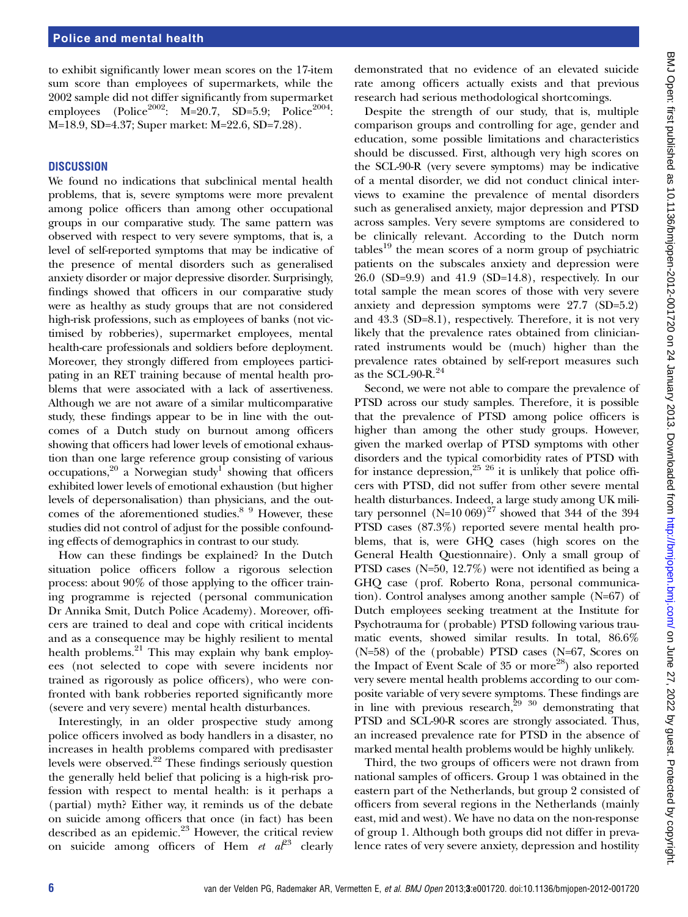to exhibit significantly lower mean scores on the 17-item sum score than employees of supermarkets, while the 2002 sample did not differ significantly from supermarket employees (Police$^{2002}$: M=20.7, SD=5.9; Police$^{2004}$: M=18.9, SD=4.37; Super market: M=22.6, SD=7.28).

## DISCUSSION

We found no indications that subclinical mental health problems, that is, severe symptoms were more prevalent among police officers than among other occupational groups in our comparative study. The same pattern was observed with respect to very severe symptoms, that is, a level of self-reported symptoms that may be indicative of the presence of mental disorders such as generalised anxiety disorder or major depressive disorder. Surprisingly, findings showed that officers in our comparative study were as healthy as study groups that are not considered high-risk professions, such as employees of banks (not victimised by robberies), supermarket employees, mental health-care professionals and soldiers before deployment. Moreover, they strongly differed from employees participating in an RET training because of mental health problems that were associated with a lack of assertiveness. Although we are not aware of a similar multicomparative study, these findings appear to be in line with the outcomes of a Dutch study on burnout among officers showing that officers had lower levels of emotional exhaustion than one large reference group consisting of various occupations,[20] a Norwegian study[1] showing that officers exhibited lower levels of emotional exhaustion (but higher levels of depersonalisation) than physicians, and the outcomes of the aforementioned studies.[8 9] However, these studies did not control of adjust for the possible confounding effects of demographics in contrast to our study.

How can these findings be explained? In the Dutch situation police officers follow a rigorous selection process: about 90% of those applying to the officer training programme is rejected (personal communication Dr Annika Smit, Dutch Police Academy). Moreover, officers are trained to deal and cope with critical incidents and as a consequence may be highly resilient to mental health problems.[21] This may explain why bank employees (not selected to cope with severe incidents nor trained as rigorously as police officers), who were confronted with bank robberies reported significantly more (severe and very severe) mental health disturbances.

Interestingly, in an older prospective study among police officers involved as body handlers in a disaster, no increases in health problems compared with predisaster levels were observed.[22] These findings seriously question the generally held belief that policing is a high-risk profession with respect to mental health: is it perhaps a (partial) myth? Either way, it reminds us of the debate on suicide among officers that once (in fact) has been described as an epidemic.[23] However, the critical review on suicide among officers of Hem *et al*[23] clearly demonstrated that no evidence of an elevated suicide rate among officers actually exists and that previous research had serious methodological shortcomings.

Despite the strength of our study, that is, multiple comparison groups and controlling for age, gender and education, some possible limitations and characteristics should be discussed. First, although very high scores on the SCL-90-R (very severe symptoms) may be indicative of a mental disorder, we did not conduct clinical interviews to examine the prevalence of mental disorders such as generalised anxiety, major depression and PTSD across samples. Very severe symptoms are considered to be clinically relevant. According to the Dutch norm tables[19] the mean scores of a norm group of psychiatric patients on the subscales anxiety and depression were 26.0 (SD=9.9) and 41.9 (SD=14.8), respectively. In our total sample the mean scores of those with very severe anxiety and depression symptoms were 27.7 (SD=5.2) and 43.3 (SD=8.1), respectively. Therefore, it is not very likely that the prevalence rates obtained from clinician-rated instruments would be (much) higher than the prevalence rates obtained by self-report measures such as the SCL-90-R.[24]

Second, we were not able to compare the prevalence of PTSD across our study samples. Therefore, it is possible that the prevalence of PTSD among police officers is higher than among the other study groups. However, given the marked overlap of PTSD symptoms with other disorders and the typical comorbidity rates of PTSD with for instance depression,[25 26] it is unlikely that police officers with PTSD, did not suffer from other severe mental health disturbances. Indeed, a large study among UK military personnel (N=10 069)[27] showed that 344 of the 394 PTSD cases (87.3%) reported severe mental health problems, that is, were GHQ cases (high scores on the General Health Questionnaire). Only a small group of PTSD cases (N=50, 12.7%) were not identified as being a GHQ case (prof. Roberto Rona, personal communication). Control analyses among another sample (N=67) of Dutch employees seeking treatment at the Institute for Psychotrauma for (probable) PTSD following various traumatic events, showed similar results. In total, 86.6% (N=58) of the (probable) PTSD cases (N=67, Scores on the Impact of Event Scale of 35 or more[28]) also reported very severe mental health problems according to our composite variable of very severe symptoms. These findings are in line with previous research,[29 30] demonstrating that PTSD and SCL-90-R scores are strongly associated. Thus, an increased prevalence rate for PTSD in the absence of marked mental health problems would be highly unlikely.

Third, the two groups of officers were not drawn from national samples of officers. Group 1 was obtained in the eastern part of the Netherlands, but group 2 consisted of officers from several regions in the Netherlands (mainly east, mid and west). We have no data on the non-response of group 1. Although both groups did not differ in prevalence rates of very severe anxiety, depression and hostility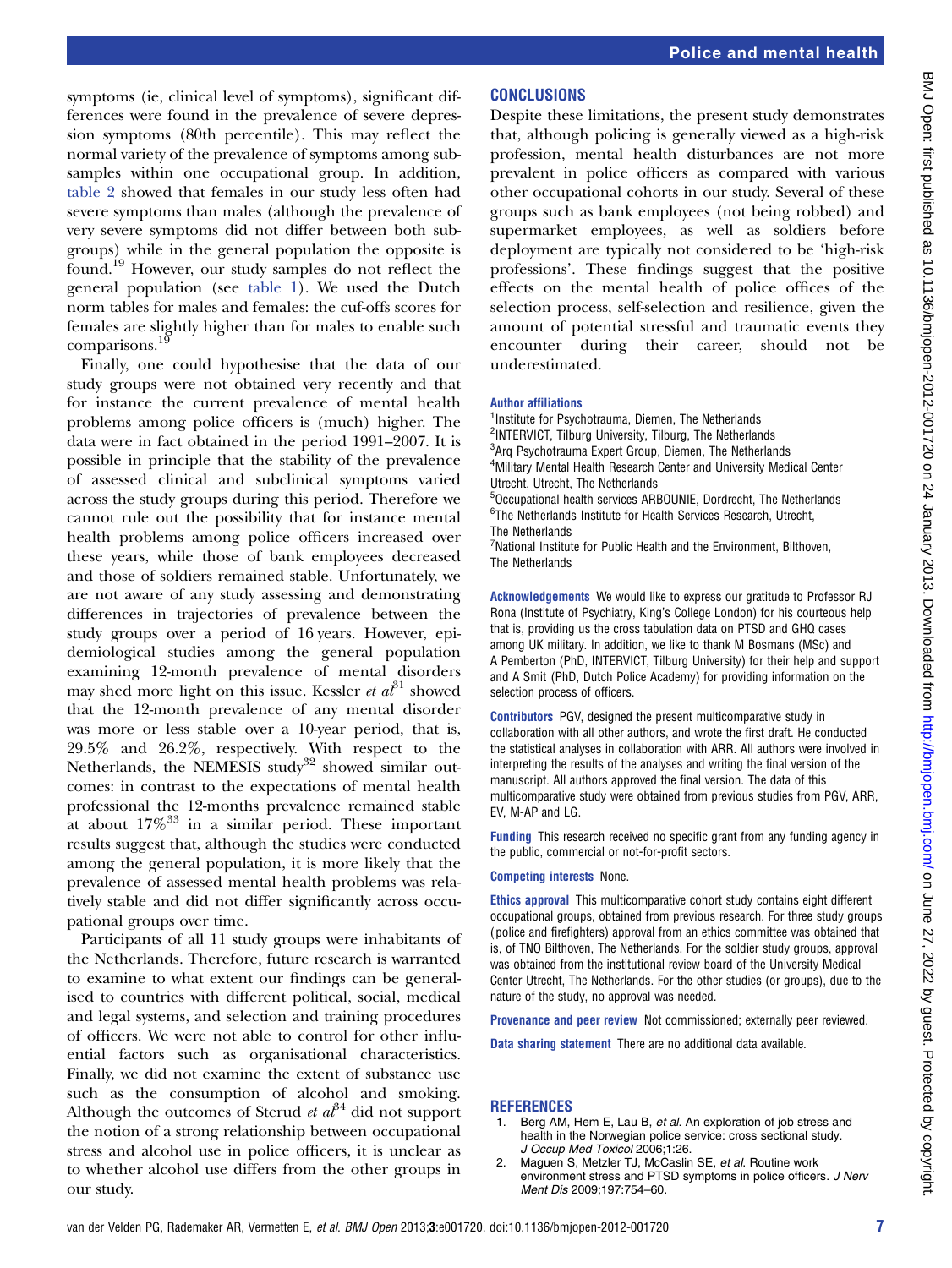symptoms (ie, clinical level of symptoms), significant differences were found in the prevalence of severe depression symptoms (80th percentile). This may reflect the normal variety of the prevalence of symptoms among subsamples within one occupational group. In addition, table 2 showed that females in our study less often had severe symptoms than males (although the prevalence of very severe symptoms did not differ between both subgroups) while in the general population the opposite is found.[19] However, our study samples do not reflect the general population (see table 1). We used the Dutch norm tables for males and females: the cuf-offs scores for females are slightly higher than for males to enable such comparisons.[19]

Finally, one could hypothesise that the data of our study groups were not obtained very recently and that for instance the current prevalence of mental health problems among police officers is (much) higher. The data were in fact obtained in the period 1991–2007. It is possible in principle that the stability of the prevalence of assessed clinical and subclinical symptoms varied across the study groups during this period. Therefore we cannot rule out the possibility that for instance mental health problems among police officers increased over these years, while those of bank employees decreased and those of soldiers remained stable. Unfortunately, we are not aware of any study assessing and demonstrating differences in trajectories of prevalence between the study groups over a period of 16 years. However, epidemiological studies among the general population examining 12-month prevalence of mental disorders may shed more light on this issue. Kessler *et al*[31] showed that the 12-month prevalence of any mental disorder was more or less stable over a 10-year period, that is, 29.5% and 26.2%, respectively. With respect to the Netherlands, the NEMESIS study[32] showed similar outcomes: in contrast to the expectations of mental health professional the 12-months prevalence remained stable at about 17%[33] in a similar period. These important results suggest that, although the studies were conducted among the general population, it is more likely that the prevalence of assessed mental health problems was relatively stable and did not differ significantly across occupational groups over time.

Participants of all 11 study groups were inhabitants of the Netherlands. Therefore, future research is warranted to examine to what extent our findings can be generalised to countries with different political, social, medical and legal systems, and selection and training procedures of officers. We were not able to control for other influential factors such as organisational characteristics. Finally, we did not examine the extent of substance use such as the consumption of alcohol and smoking. Although the outcomes of Sterud *et al*[34] did not support the notion of a strong relationship between occupational stress and alcohol use in police officers, it is unclear as to whether alcohol use differs from the other groups in our study.

## CONCLUSIONS

Despite these limitations, the present study demonstrates that, although policing is generally viewed as a high-risk profession, mental health disturbances are not more prevalent in police officers as compared with various other occupational cohorts in our study. Several of these groups such as bank employees (not being robbed) and supermarket employees, as well as soldiers before deployment are typically not considered to be 'high-risk professions'. These findings suggest that the positive effects on the mental health of police offices of the selection process, self-selection and resilience, given the amount of potential stressful and traumatic events they encounter during their career, should not be underestimated.

**Author affiliations**

[1]Institute for Psychotrauma, Diemen, The Netherlands
[2]INTERVICT, Tilburg University, Tilburg, The Netherlands
[3]Arq Psychotrauma Expert Group, Diemen, The Netherlands
[4]Military Mental Health Research Center and University Medical Center Utrecht, Utrecht, The Netherlands
[5]Occupational health services ARBOUNIE, Dordrecht, The Netherlands
[6]The Netherlands Institute for Health Services Research, Utrecht, The Netherlands
[7]National Institute for Public Health and the Environment, Bilthoven, The Netherlands

**Acknowledgements** We would like to express our gratitude to Professor RJ Rona (Institute of Psychiatry, King's College London) for his courteous help that is, providing us the cross tabulation data on PTSD and GHQ cases among UK military. In addition, we like to thank M Bosmans (MSc) and A Pemberton (PhD, INTERVICT, Tilburg University) for their help and support and A Smit (PhD, Dutch Police Academy) for providing information on the selection process of officers.

**Contributors** PGV, designed the present multicomparative study in collaboration with all other authors, and wrote the first draft. He conducted the statistical analyses in collaboration with ARR. All authors were involved in interpreting the results of the analyses and writing the final version of the manuscript. All authors approved the final version. The data of this multicomparative study were obtained from previous studies from PGV, ARR, EV, M-AP and LG.

**Funding** This research received no specific grant from any funding agency in the public, commercial or not-for-profit sectors.

**Competing interests** None.

**Ethics approval** This multicomparative cohort study contains eight different occupational groups, obtained from previous research. For three study groups (police and firefighters) approval from an ethics committee was obtained that is, of TNO Bilthoven, The Netherlands. For the soldier study groups, approval was obtained from the institutional review board of the University Medical Center Utrecht, The Netherlands. For the other studies (or groups), due to the nature of the study, no approval was needed.

**Provenance and peer review** Not commissioned; externally peer reviewed.

**Data sharing statement** There are no additional data available.

## REFERENCES

1. Berg AM, Hem E, Lau B, *et al*. An exploration of job stress and health in the Norwegian police service: cross sectional study. *J Occup Med Toxicol* 2006;1:26.
2. Maguen S, Metzler TJ, McCaslin SE, *et al*. Routine work environment stress and PTSD symptoms in police officers. *J Nerv Ment Dis* 2009;197:754–60.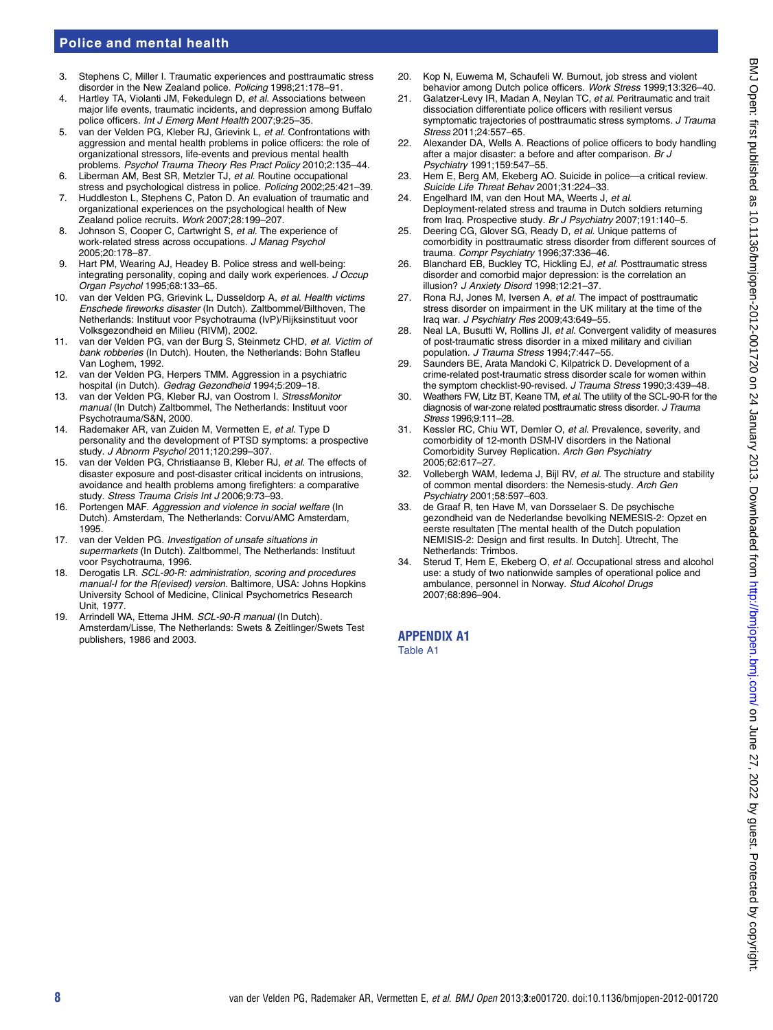3. Stephens C, Miller I. Traumatic experiences and posttraumatic stress disorder in the New Zealand police. *Policing* 1998;21:178–91.
4. Hartley TA, Violanti JM, Fekedulegn D, *et al*. Associations between major life events, traumatic incidents, and depression among Buffalo police officers. *Int J Emerg Ment Health* 2007;9:25–35.
5. van der Velden PG, Kleber RJ, Grievink L, *et al*. Confrontations with aggression and mental health problems in police officers: the role of organizational stressors, life-events and previous mental health problems. *Psychol Trauma Theory Res Pract Policy* 2010;2:135–44.
6. Liberman AM, Best SR, Metzler TJ, *et al*. Routine occupational stress and psychological distress in police. *Policing* 2002;25:421–39.
7. Huddleston L, Stephens C, Paton D. An evaluation of traumatic and organizational experiences on the psychological health of New Zealand police recruits. *Work* 2007;28:199–207.
8. Johnson S, Cooper C, Cartwright S, *et al*. The experience of work-related stress across occupations. *J Manag Psychol* 2005;20:178–87.
9. Hart PM, Wearing AJ, Headey B. Police stress and well-being: integrating personality, coping and daily work experiences. *J Occup Organ Psychol* 1995;68:133–65.
10. van der Velden PG, Grievink L, Dusseldorp A, *et al*. *Health victims Enschede fireworks disaster* (In Dutch). Zaltbommel/Bilthoven, The Netherlands: Instituut voor Psychotrauma (IvP)/Rijksinstituut voor Volksgezondheid en Milieu (RIVM), 2002.
11. van der Velden PG, van der Burg S, Steinmetz CHD, *et al*. *Victim of bank robberies* (In Dutch). Houten, the Netherlands: Bohn Stafleu Van Loghem, 1992.
12. van der Velden PG, Herpers TMM. Aggression in a psychiatric hospital (in Dutch). *Gedrag Gezondheid* 1994;5:209–18.
13. van der Velden PG, Kleber RJ, van Oostrom I. *StressMonitor manual* (In Dutch) Zaltbommel, The Netherlands: Instituut voor Psychotrauma/S&N, 2000.
14. Rademaker AR, van Zuiden M, Vermetten E, *et al*. Type D personality and the development of PTSD symptoms: a prospective study. *J Abnorm Psychol* 2011;120:299–307.
15. van der Velden PG, Christiaanse B, Kleber RJ, *et al*. The effects of disaster exposure and post-disaster critical incidents on intrusions, avoidance and health problems among firefighters: a comparative study. *Stress Trauma Crisis Int J* 2006;9:73–93.
16. Portengen MAF. *Aggression and violence in social welfare* (In Dutch). Amsterdam, The Netherlands: Corvu/AMC Amsterdam, 1995.
17. van der Velden PG. *Investigation of unsafe situations in supermarkets* (In Dutch). Zaltbommel, The Netherlands: Instituut voor Psychotrauma, 1996.
18. Derogatis LR. *SCL-90-R: administration, scoring and procedures manual-I for the R(evised) version*. Baltimore, USA: Johns Hopkins University School of Medicine, Clinical Psychometrics Research Unit, 1977.
19. Arrindell WA, Ettema JHM. *SCL-90-R manual* (In Dutch). Amsterdam/Lisse, The Netherlands: Swets & Zeitlinger/Swets Test publishers, 1986 and 2003.
20. Kop N, Euwema M, Schaufeli W. Burnout, job stress and violent behavior among Dutch police officers. *Work Stress* 1999;13:326–40.
21. Galatzer-Levy IR, Madan A, Neylan TC, *et al*. Peritraumatic and trait dissociation differentiate police officers with resilient versus symptomatic trajectories of posttraumatic stress symptoms. *J Trauma Stress* 2011;24:557–65.
22. Alexander DA, Wells A. Reactions of police officers to body handling after a major disaster: a before and after comparison. *Br J Psychiatry* 1991;159:547–55.
23. Hem E, Berg AM, Ekeberg AO. Suicide in police—a critical review. *Suicide Life Threat Behav* 2001;31:224–33.
24. Engelhard IM, van den Hout MA, Weerts J, *et al*. Deployment-related stress and trauma in Dutch soldiers returning from Iraq. Prospective study. *Br J Psychiatry* 2007;191:140–5.
25. Deering CG, Glover SG, Ready D, *et al*. Unique patterns of comorbidity in posttraumatic stress disorder from different sources of trauma. *Compr Psychiatry* 1996;37:336–46.
26. Blanchard EB, Buckley TC, Hickling EJ, *et al*. Posttraumatic stress disorder and comorbid major depression: is the correlation an illusion? *J Anxiety Disord* 1998;12:21–37.
27. Rona RJ, Jones M, Iversen A, *et al*. The impact of posttraumatic stress disorder on impairment in the UK military at the time of the Iraq war. *J Psychiatry Res* 2009;43:649–55.
28. Neal LA, Busutti W, Rollins JI, *et al*. Convergent validity of measures of post-traumatic stress disorder in a mixed military and civilian population. *J Trauma Stress* 1994;7:447–55.
29. Saunders BE, Arata Mandoki C, Kilpatrick D. Development of a crime-related post-traumatic stress disorder scale for women within the symptom checklist-90-revised. *J Trauma Stress* 1990;3:439–48.
30. Weathers FW, Litz BT, Keane TM, *et al*. The utility of the SCL-90-R for the diagnosis of war-zone related posttraumatic stress disorder. *J Trauma Stress* 1996;9:111–28.
31. Kessler RC, Chiu WT, Demler O, *et al*. Prevalence, severity, and comorbidity of 12-month DSM-IV disorders in the National Comorbidity Survey Replication. *Arch Gen Psychiatry* 2005;62:617–27.
32. Vollebergh WAM, Iedema J, Bijl RV, *et al*. The structure and stability of common mental disorders: the Nemesis-study. *Arch Gen Psychiatry* 2001;58:597–603.
33. de Graaf R, ten Have M, van Dorsselaer S. De psychische gezondheid van de Nederlandse bevolking NEMESIS-2: Opzet en eerste resultaten [The mental health of the Dutch population NEMISIS-2: Design and first results. In Dutch]. Utrecht, The Netherlands: Trimbos.
34. Sterud T, Hem E, Ekeberg O, *et al*. Occupational stress and alcohol use: a study of two nationwide samples of operational police and ambulance, personnel in Norway. *Stud Alcohol Drugs* 2007;68:896–904.

## APPENDIX A1

Table A1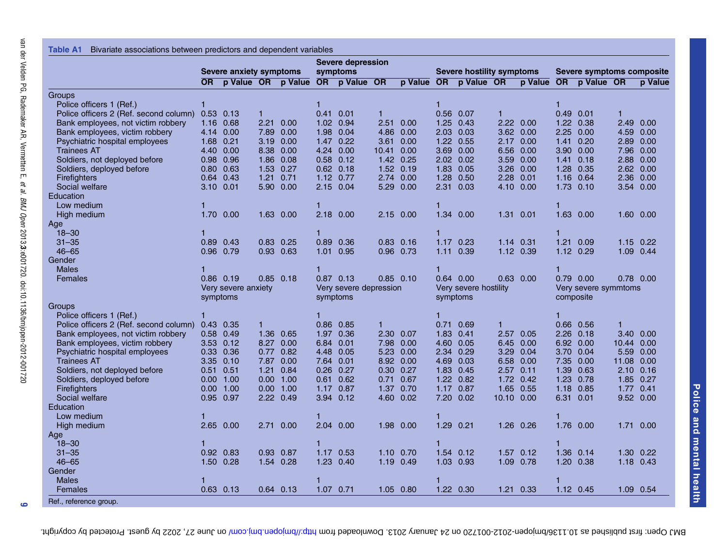**Table A1** Bivariate associations between predictors and dependent variables

| | Severe anxiety symptoms | | | | Severe depression symptoms | | | | Severe hostility symptoms | | | | Severe symptoms composite | | | |
|---|---|---|---|---|---|---|---|---|---|---|---|---|---|---|---|---|
| | OR | p Value | OR | p Value | OR | p Value | OR | p Value | OR | p Value | OR | p Value | OR | p Value | OR | p Value |
| Groups | | | | | | | | | | | | | | | | |
| Police officers 1 (Ref.) | 1 | | | | 1 | | | | 1 | | | | 1 | | | |
| Police officers 2 (Ref. second column) | 0.53 | 0.13 | 1 | | 0.41 | 0.01 | 1 | | 0.56 | 0.07 | 1 | | 0.49 | 0.01 | 1 | |
| Bank employees, not victim robbery | 1.16 | 0.68 | 2.21 | 0.00 | 1.02 | 0.94 | 2.51 | 0.00 | 1.25 | 0.43 | 2.22 | 0.00 | 1.22 | 0.38 | 2.49 | 0.00 |
| Bank employees, victim robbery | 4.14 | 0.00 | 7.89 | 0.00 | 1.98 | 0.04 | 4.86 | 0.00 | 2.03 | 0.03 | 3.62 | 0.00 | 2.25 | 0.00 | 4.59 | 0.00 |
| Psychiatric hospital employees | 1.68 | 0.21 | 3.19 | 0.00 | 1.47 | 0.22 | 3.61 | 0.00 | 1.22 | 0.55 | 2.17 | 0.00 | 1.41 | 0.20 | 2.89 | 0.00 |
| Trainees AT | 4.40 | 0.00 | 8.38 | 0.00 | 4.24 | 0.00 | 10.41 | 0.00 | 3.69 | 0.00 | 6.56 | 0.00 | 3.90 | 0.00 | 7.96 | 0.00 |
| Soldiers, not deployed before | 0.98 | 0.96 | 1.86 | 0.08 | 0.58 | 0.12 | 1.42 | 0.25 | 2.02 | 0.02 | 3.59 | 0.00 | 1.41 | 0.18 | 2.88 | 0.00 |
| Soldiers, deployed before | 0.80 | 0.63 | 1.53 | 0.27 | 0.62 | 0.18 | 1.52 | 0.19 | 1.83 | 0.05 | 3.26 | 0.00 | 1.28 | 0.35 | 2.62 | 0.00 |
| Firefighters | 0.64 | 0.43 | 1.21 | 0.71 | 1.12 | 0.77 | 2.74 | 0.00 | 1.28 | 0.50 | 2.28 | 0.01 | 1.16 | 0.64 | 2.36 | 0.00 |
| Social welfare | 3.10 | 0.01 | 5.90 | 0.00 | 2.15 | 0.04 | 5.29 | 0.00 | 2.31 | 0.03 | 4.10 | 0.00 | 1.73 | 0.10 | 3.54 | 0.00 |
| Education | | | | | | | | | | | | | | | | |
| Low medium | 1 | | | | 1 | | | | 1 | | | | 1 | | | |
| High medium | 1.70 | 0.00 | 1.63 | 0.00 | 2.18 | 0.00 | 2.15 | 0.00 | 1.34 | 0.00 | 1.31 | 0.01 | 1.63 | 0.00 | 1.60 | 0.00 |
| Age | | | | | | | | | | | | | | | | |
| 18–30 | 1 | | | | 1 | | | | 1 | | | | 1 | | | |
| 31–35 | 0.89 | 0.43 | 0.83 | 0.25 | 0.89 | 0.36 | 0.83 | 0.16 | 1.17 | 0.23 | 1.14 | 0.31 | 1.21 | 0.09 | 1.15 | 0.22 |
| 46–65 | 0.96 | 0.79 | 0.93 | 0.63 | 1.01 | 0.95 | 0.96 | 0.73 | 1.11 | 0.39 | 1.12 | 0.39 | 1.12 | 0.29 | 1.09 | 0.44 |
| Gender | | | | | | | | | | | | | | | | |
| Males | 1 | | | | 1 | | | | 1 | | | | 1 | | | |
| Females | 0.86 | 0.19 | 0.85 | 0.18 | 0.87 | 0.13 | 0.85 | 0.10 | 0.64 | 0.00 | 0.63 | 0.00 | 0.79 | 0.00 | 0.78 | 0.00 |
| | Very severe anxiety symptoms | | | | Very severe depression symptoms | | | | Very severe hostility symptoms | | | | Very severe symmtoms composite | | | |
| Groups | | | | | | | | | | | | | | | | |
| Police officers 1 (Ref.) | 1 | | | | 1 | | | | 1 | | | | 1 | | | |
| Police officers 2 (Ref. second column) | 0.43 | 0.35 | 1 | | 0.86 | 0.85 | 1 | | 0.71 | 0.69 | 1 | | 0.66 | 0.56 | 1 | |
| Bank employees, not victim robbery | 0.58 | 0.49 | 1.36 | 0.65 | 1.97 | 0.36 | 2.30 | 0.07 | 1.83 | 0.41 | 2.57 | 0.05 | 2.26 | 0.18 | 3.40 | 0.00 |
| Bank employees, victim robbery | 3.53 | 0.12 | 8.27 | 0.00 | 6.84 | 0.01 | 7.98 | 0.00 | 4.60 | 0.05 | 6.45 | 0.00 | 6.92 | 0.00 | 10.44 | 0.00 |
| Psychiatric hospital employees | 0.33 | 0.36 | 0.77 | 0.82 | 4.48 | 0.05 | 5.23 | 0.00 | 2.34 | 0.29 | 3.29 | 0.04 | 3.70 | 0.04 | 5.59 | 0.00 |
| Trainees AT | 3.35 | 0.10 | 7.87 | 0.00 | 7.64 | 0.01 | 8.92 | 0.00 | 4.69 | 0.03 | 6.58 | 0.00 | 7.35 | 0.00 | 11.08 | 0.00 |
| Soldiers, not deployed before | 0.51 | 0.51 | 1.21 | 0.84 | 0.26 | 0.27 | 0.30 | 0.27 | 1.83 | 0.45 | 2.57 | 0.11 | 1.39 | 0.63 | 2.10 | 0.16 |
| Soldiers, deployed before | 0.00 | 1.00 | 0.00 | 1.00 | 0.61 | 0.62 | 0.71 | 0.67 | 1.22 | 0.82 | 1.72 | 0.42 | 1.23 | 0.78 | 1.85 | 0.27 |
| Firefighters | 0.00 | 1.00 | 0.00 | 1.00 | 1.17 | 0.87 | 1.37 | 0.70 | 1.17 | 0.87 | 1.65 | 0.55 | 1.18 | 0.85 | 1.77 | 0.41 |
| Social welfare | 0.95 | 0.97 | 2.22 | 0.49 | 3.94 | 0.12 | 4.60 | 0.02 | 7.20 | 0.02 | 10.10 | 0.00 | 6.31 | 0.01 | 9.52 | 0.00 |
| Education | | | | | | | | | | | | | | | | |
| Low medium | 1 | | | | 1 | | | | 1 | | | | 1 | | | |
| High medium | 2.65 | 0.00 | 2.71 | 0.00 | 2.04 | 0.00 | 1.98 | 0.00 | 1.29 | 0.21 | 1.26 | 0.26 | 1.76 | 0.00 | 1.71 | 0.00 |
| Age | | | | | | | | | | | | | | | | |
| 18–30 | 1 | | | | 1 | | | | 1 | | | | 1 | | | |
| 31–35 | 0.92 | 0.83 | 0.93 | 0.87 | 1.17 | 0.53 | 1.10 | 0.70 | 1.54 | 0.12 | 1.57 | 0.12 | 1.36 | 0.14 | 1.30 | 0.22 |
| 46–65 | 1.50 | 0.28 | 1.54 | 0.28 | 1.23 | 0.40 | 1.19 | 0.49 | 1.03 | 0.93 | 1.09 | 0.78 | 1.20 | 0.38 | 1.18 | 0.43 |
| Gender | | | | | | | | | | | | | | | | |
| Males | 1 | | | | 1 | | | | 1 | | | | 1 | | | |
| Females | 0.63 | 0.13 | 0.64 | 0.13 | 1.07 | 0.71 | 1.05 | 0.80 | 1.22 | 0.30 | 1.21 | 0.33 | 1.12 | 0.45 | 1.09 | 0.54 |

Ref., reference group.